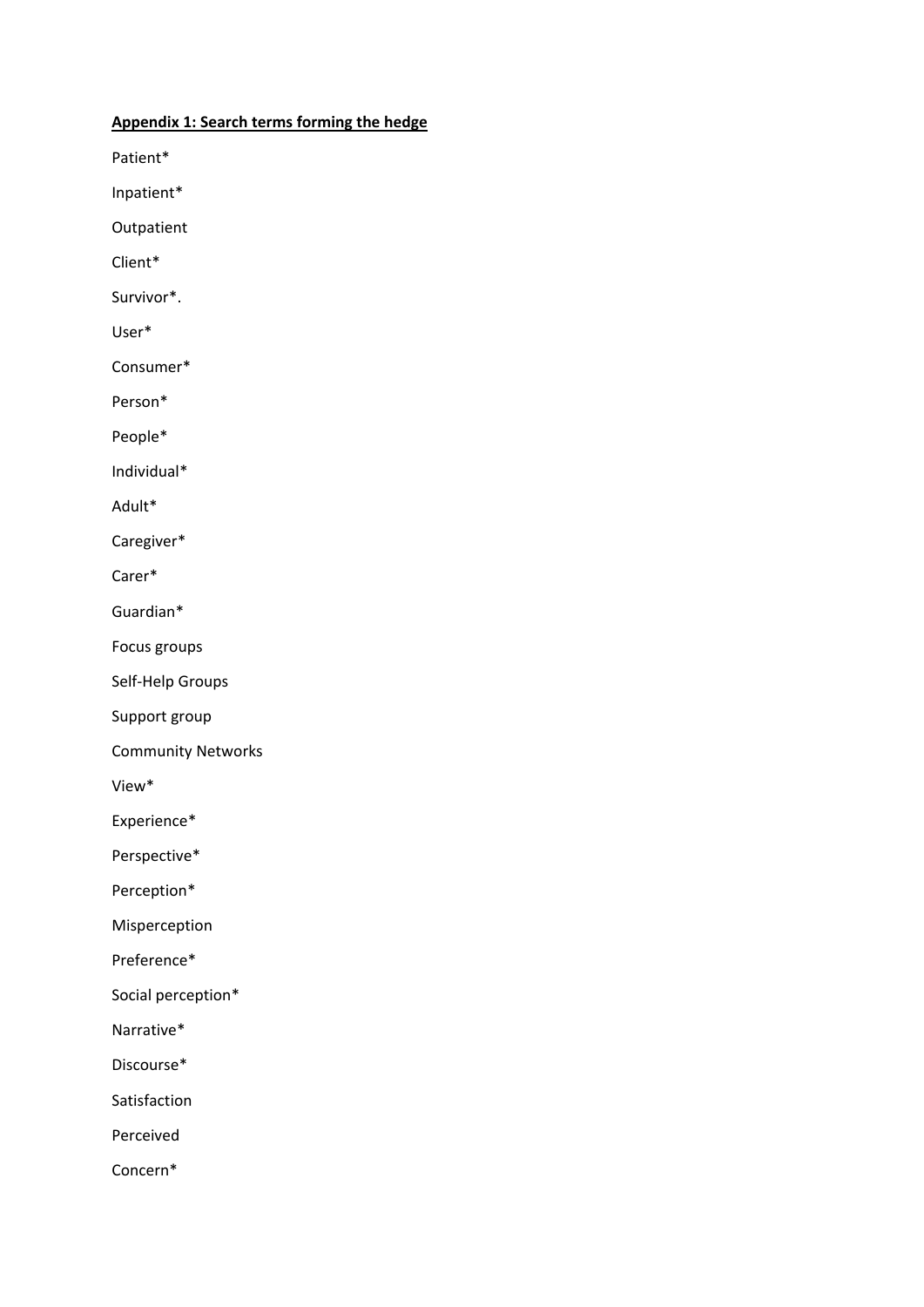**Appendix 1: Search terms forming the hedge**

Patient*

Inpatient*

Outpatient

Client*

Survivor*.

User*

Consumer*

Person*

People*

Individual*

Adult*

Caregiver*

Carer*

Guardian*

Focus groups

Self-Help Groups

Support group

Community Networks

View*

Experience*

Perspective*

Perception*

Misperception

Preference*

Social perception*

Narrative*

Discourse*

Satisfaction

Perceived

Concern*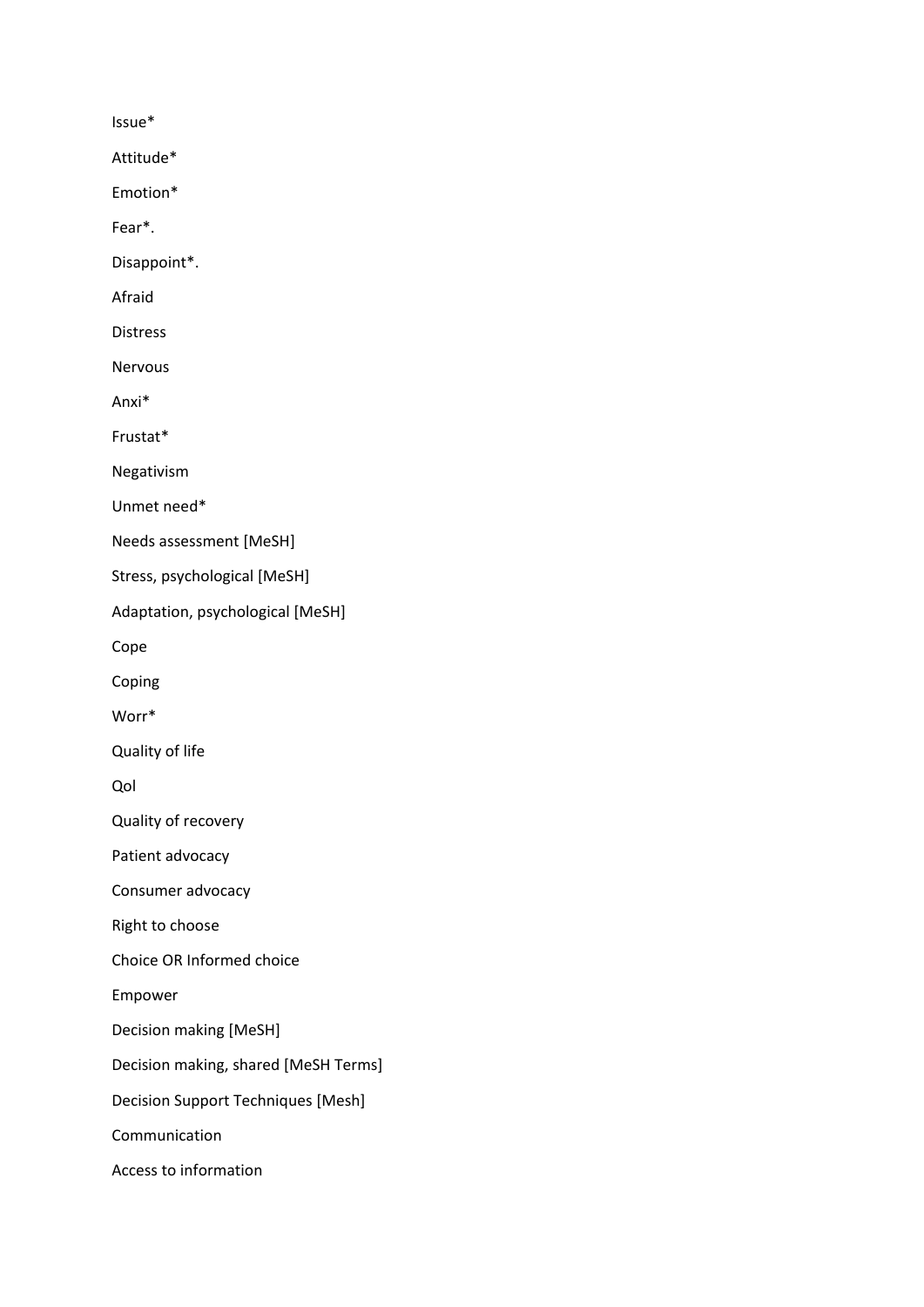Issue*

Attitude*

Emotion*

Fear*.

Disappoint*.

Afraid

Distress

Nervous

Anxi*

Frustat*

Negativism

Unmet need*

Needs assessment [MeSH]

Stress, psychological [MeSH]

Adaptation, psychological [MeSH]

Cope

Coping

Worr*

Quality of life

Qol

Quality of recovery

Patient advocacy

Consumer advocacy

Right to choose

Choice OR Informed choice

Empower

Decision making [MeSH]

Decision making, shared [MeSH Terms]

Decision Support Techniques [Mesh]

Communication

Access to information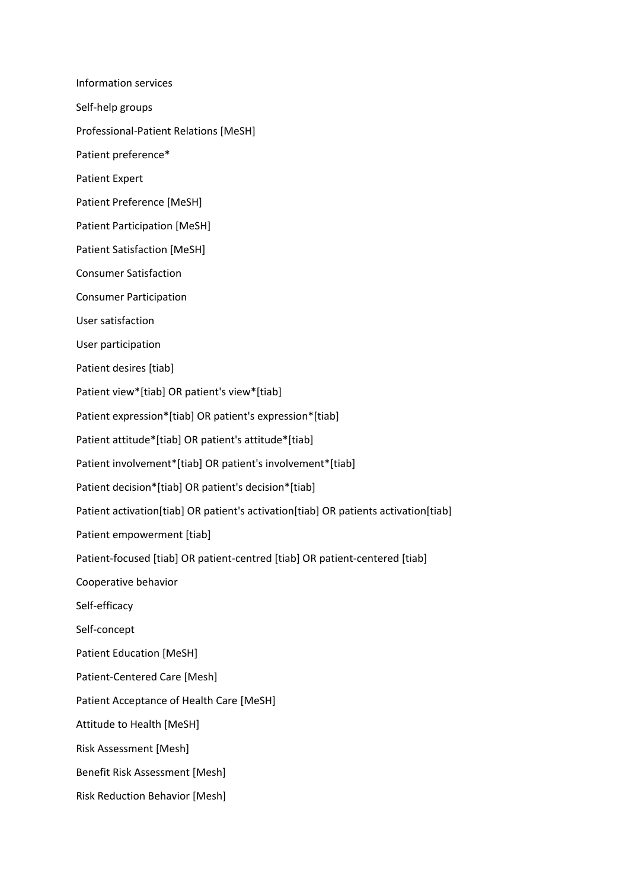Information services

Self-help groups

Professional-Patient Relations [MeSH]

Patient preference*

Patient Expert

Patient Preference [MeSH]

Patient Participation [MeSH]

Patient Satisfaction [MeSH]

Consumer Satisfaction

Consumer Participation

User satisfaction

User participation

Patient desires [tiab]

Patient view*[tiab] OR patient's view*[tiab]

Patient expression*[tiab] OR patient's expression*[tiab]

Patient attitude*[tiab] OR patient's attitude*[tiab]

Patient involvement*[tiab] OR patient's involvement*[tiab]

Patient decision*[tiab] OR patient's decision*[tiab]

Patient activation[tiab] OR patient's activation[tiab] OR patients activation[tiab]

Patient empowerment [tiab]

Patient-focused [tiab] OR patient-centred [tiab] OR patient-centered [tiab]

Cooperative behavior

Self-efficacy

Self-concept

Patient Education [MeSH]

Patient-Centered Care [Mesh]

Patient Acceptance of Health Care [MeSH]

Attitude to Health [MeSH]

Risk Assessment [Mesh]

Benefit Risk Assessment [Mesh]

Risk Reduction Behavior [Mesh]